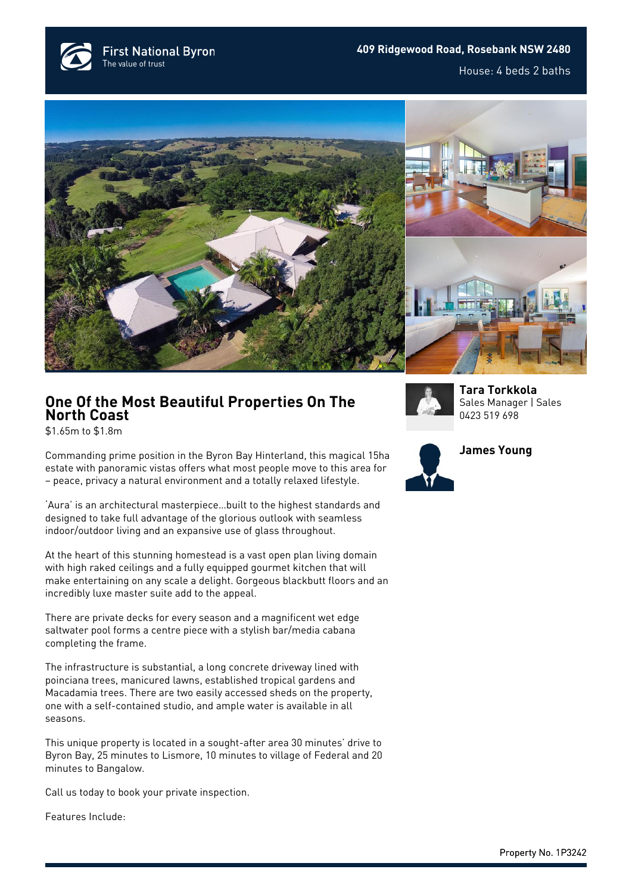First National Byron
The value of trust

**409 Ridgewood Road, Rosebank NSW 2480**

House: 4 beds 2 baths

# One Of the Most Beautiful Properties On The North Coast

$1.65m to $1.8m

Commanding prime position in the Byron Bay Hinterland, this magical 15ha estate with panoramic vistas offers what most people move to this area for – peace, privacy a natural environment and a totally relaxed lifestyle.

'Aura' is an architectural masterpiece…built to the highest standards and designed to take full advantage of the glorious outlook with seamless indoor/outdoor living and an expansive use of glass throughout.

At the heart of this stunning homestead is a vast open plan living domain with high raked ceilings and a fully equipped gourmet kitchen that will make entertaining on any scale a delight. Gorgeous blackbutt floors and an incredibly luxe master suite add to the appeal.

There are private decks for every season and a magnificent wet edge saltwater pool forms a centre piece with a stylish bar/media cabana completing the frame.

The infrastructure is substantial, a long concrete driveway lined with poinciana trees, manicured lawns, established tropical gardens and Macadamia trees. There are two easily accessed sheds on the property, one with a self-contained studio, and ample water is available in all seasons.

This unique property is located in a sought-after area 30 minutes' drive to Byron Bay, 25 minutes to Lismore, 10 minutes to village of Federal and 20 minutes to Bangalow.

Call us today to book your private inspection.

Features Include:

**Tara Torkkola**
Sales Manager | Sales
0423 519 698

**James Young**

Property No. 1P3242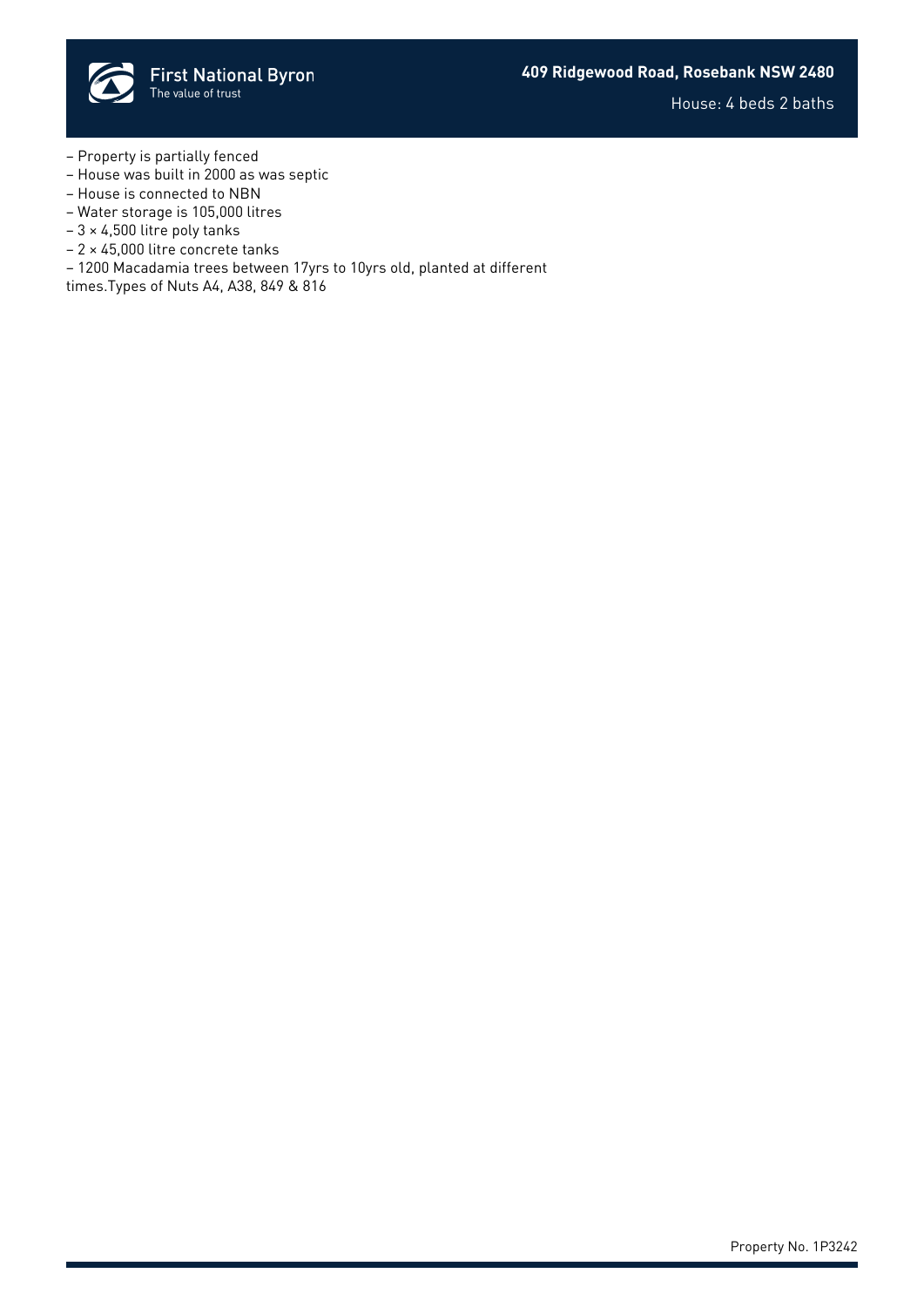– Property is partially fenced
– House was built in 2000 as was septic
– House is connected to NBN
– Water storage is 105,000 litres
– 3 × 4,500 litre poly tanks
– 2 × 45,000 litre concrete tanks
– 1200 Macadamia trees between 17yrs to 10yrs old, planted at different times.Types of Nuts A4, A38, 849 & 816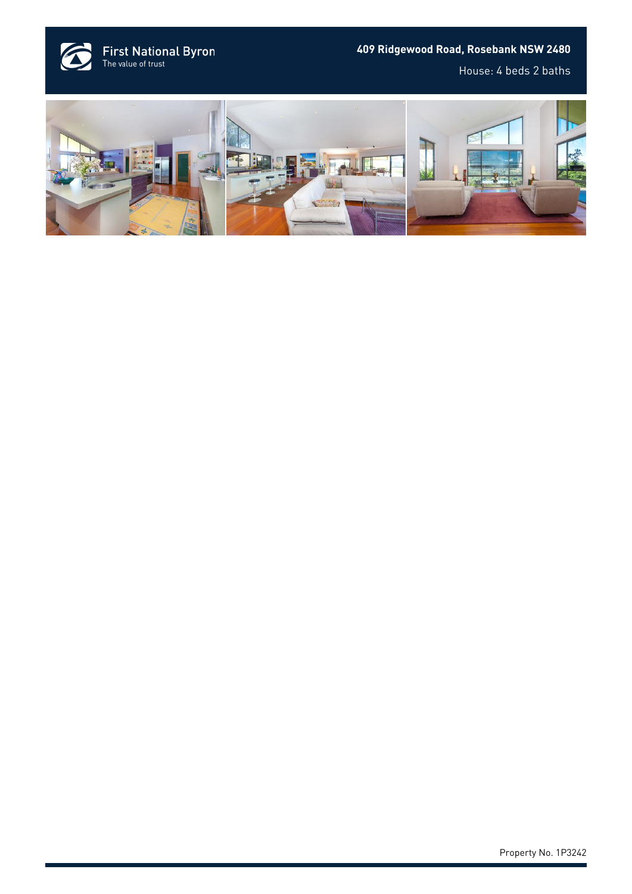First National Byron

The value of trust

**409 Ridgewood Road, Rosebank NSW 2480**

House: 4 beds 2 baths

Property No. 1P3242